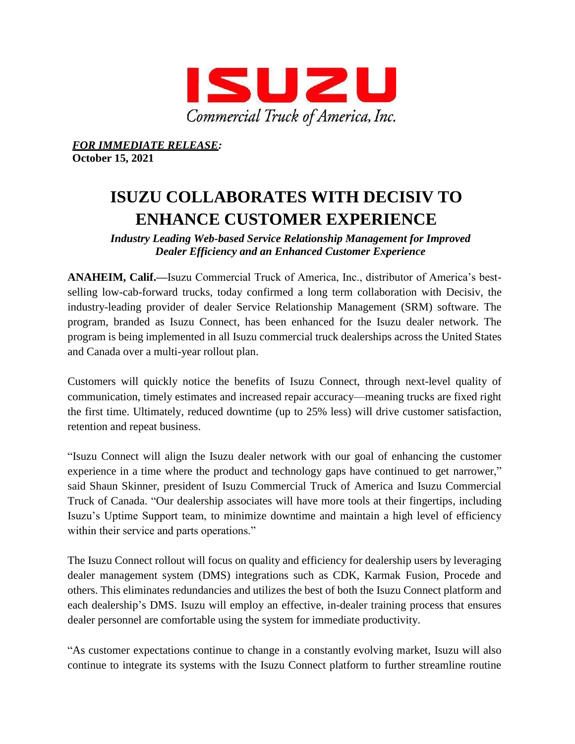# ISUZU

Commercial Truck of America, Inc.

***FOR IMMEDIATE RELEASE:***
**October 15, 2021**

# ISUZU COLLABORATES WITH DECISIV TO ENHANCE CUSTOMER EXPERIENCE

***Industry Leading Web-based Service Relationship Management for Improved Dealer Efficiency and an Enhanced Customer Experience***

**ANAHEIM, Calif.—**Isuzu Commercial Truck of America, Inc., distributor of America's best-selling low-cab-forward trucks, today confirmed a long term collaboration with Decisiv, the industry-leading provider of dealer Service Relationship Management (SRM) software. The program, branded as Isuzu Connect, has been enhanced for the Isuzu dealer network. The program is being implemented in all Isuzu commercial truck dealerships across the United States and Canada over a multi-year rollout plan.

Customers will quickly notice the benefits of Isuzu Connect, through next-level quality of communication, timely estimates and increased repair accuracy—meaning trucks are fixed right the first time. Ultimately, reduced downtime (up to 25% less) will drive customer satisfaction, retention and repeat business.

"Isuzu Connect will align the Isuzu dealer network with our goal of enhancing the customer experience in a time where the product and technology gaps have continued to get narrower," said Shaun Skinner, president of Isuzu Commercial Truck of America and Isuzu Commercial Truck of Canada. "Our dealership associates will have more tools at their fingertips, including Isuzu's Uptime Support team, to minimize downtime and maintain a high level of efficiency within their service and parts operations."

The Isuzu Connect rollout will focus on quality and efficiency for dealership users by leveraging dealer management system (DMS) integrations such as CDK, Karmak Fusion, Procede and others. This eliminates redundancies and utilizes the best of both the Isuzu Connect platform and each dealership's DMS. Isuzu will employ an effective, in-dealer training process that ensures dealer personnel are comfortable using the system for immediate productivity.

"As customer expectations continue to change in a constantly evolving market, Isuzu will also continue to integrate its systems with the Isuzu Connect platform to further streamline routine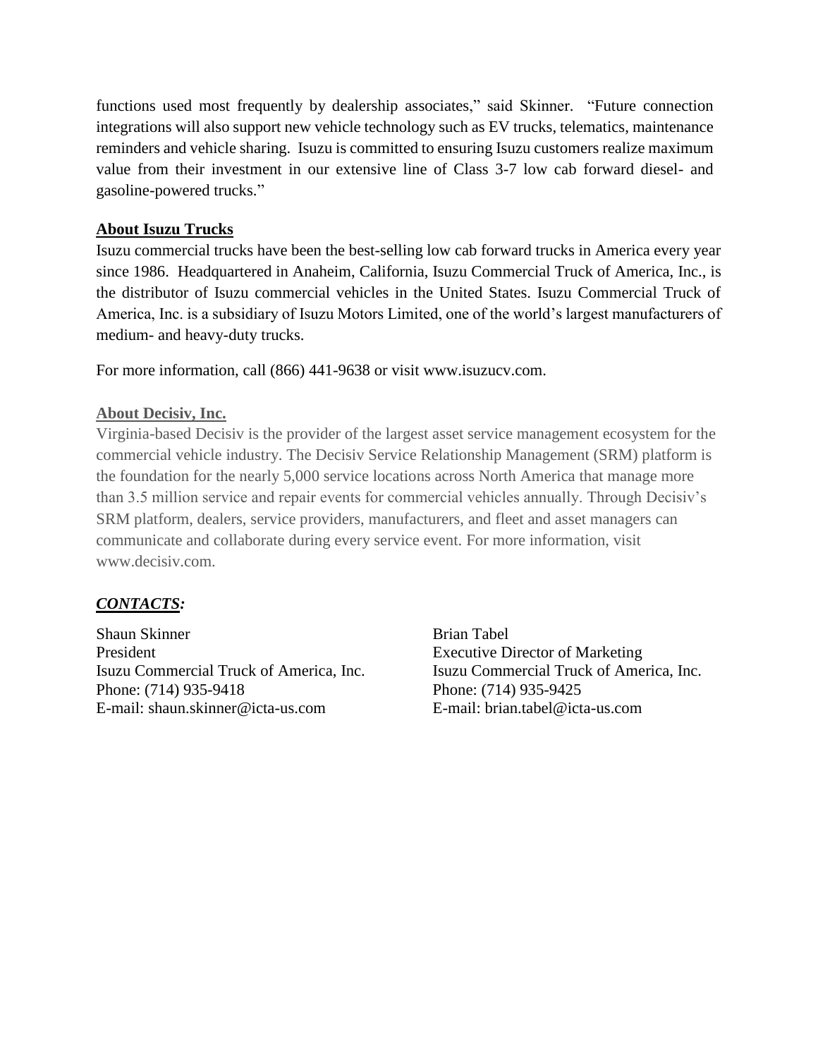functions used most frequently by dealership associates," said Skinner. "Future connection integrations will also support new vehicle technology such as EV trucks, telematics, maintenance reminders and vehicle sharing. Isuzu is committed to ensuring Isuzu customers realize maximum value from their investment in our extensive line of Class 3-7 low cab forward diesel- and gasoline-powered trucks."

## About Isuzu Trucks

Isuzu commercial trucks have been the best-selling low cab forward trucks in America every year since 1986. Headquartered in Anaheim, California, Isuzu Commercial Truck of America, Inc., is the distributor of Isuzu commercial vehicles in the United States. Isuzu Commercial Truck of America, Inc. is a subsidiary of Isuzu Motors Limited, one of the world's largest manufacturers of medium- and heavy-duty trucks.

For more information, call (866) 441-9638 or visit www.isuzucv.com.

## About Decisiv, Inc.

Virginia-based Decisiv is the provider of the largest asset service management ecosystem for the commercial vehicle industry. The Decisiv Service Relationship Management (SRM) platform is the foundation for the nearly 5,000 service locations across North America that manage more than 3.5 million service and repair events for commercial vehicles annually. Through Decisiv's SRM platform, dealers, service providers, manufacturers, and fleet and asset managers can communicate and collaborate during every service event. For more information, visit www.decisiv.com.

## *CONTACTS:*

Shaun Skinner
President
Isuzu Commercial Truck of America, Inc.
Phone: (714) 935-9418
E-mail: shaun.skinner@icta-us.com

Brian Tabel
Executive Director of Marketing
Isuzu Commercial Truck of America, Inc.
Phone: (714) 935-9425
E-mail: brian.tabel@icta-us.com